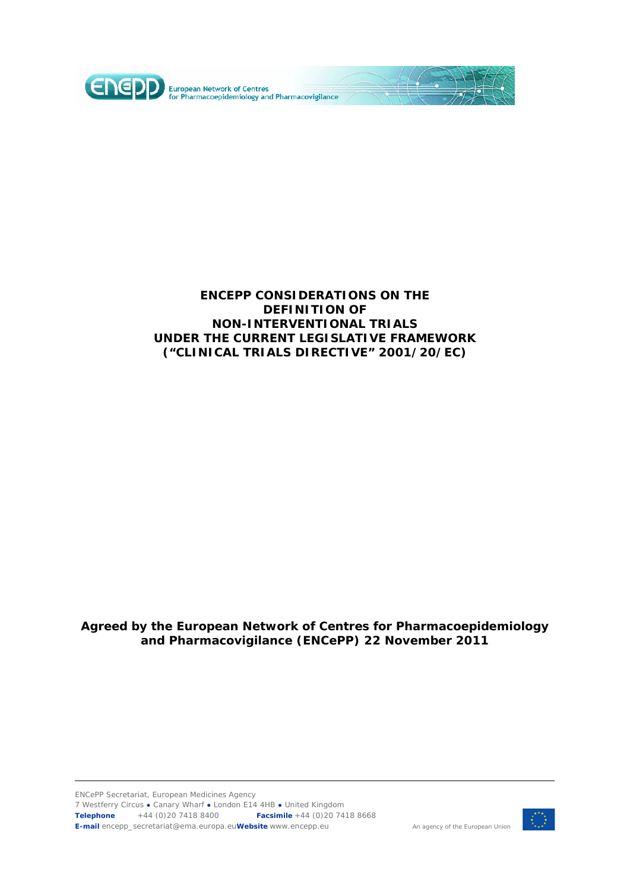European Network of Centres for Pharmacoepidemiology and Pharmacovigilance

# ENCEPP CONSIDERATIONS ON THE DEFINITION OF NON-INTERVENTIONAL TRIALS UNDER THE CURRENT LEGISLATIVE FRAMEWORK (“CLINICAL TRIALS DIRECTIVE” 2001/20/EC)

**Agreed by the European Network of Centres for Pharmacoepidemiology and Pharmacovigilance (ENCePP) 22 November 2011**

ENCePP Secretariat, European Medicines Agency
7 Westferry Circus • Canary Wharf • London E14 4HB • United Kingdom
**Telephone** +44 (0)20 7418 8400 **Facsimile** +44 (0)20 7418 8668
**E-mail** encepp_secretariat@ema.europa.eu **Website** www.encepp.eu

An agency of the European Union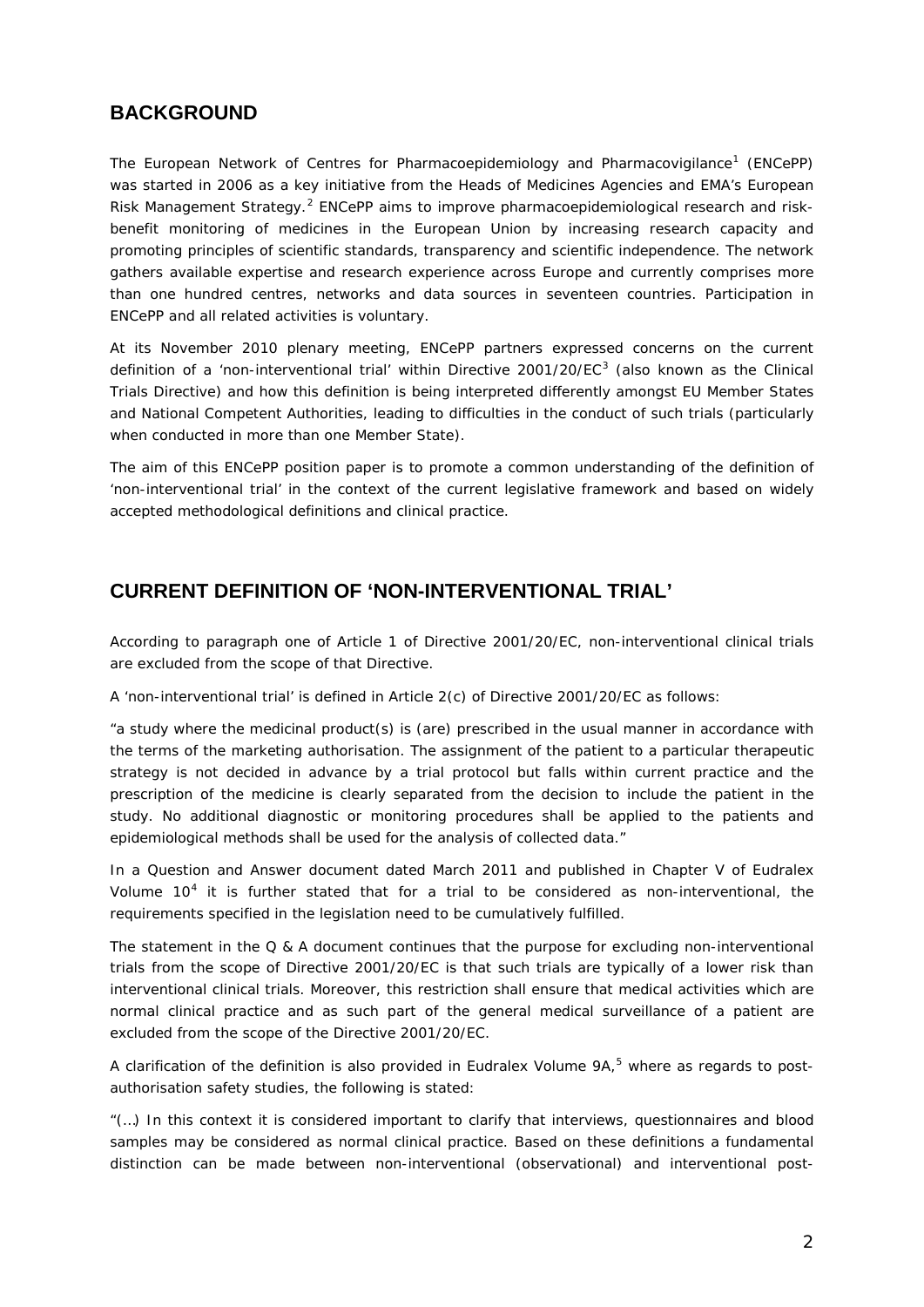## BACKGROUND

The European Network of Centres for Pharmacoepidemiology and Pharmacovigilance[1] (ENCePP) was started in 2006 as a key initiative from the Heads of Medicines Agencies and EMA's European Risk Management Strategy.[2] ENCePP aims to improve pharmacoepidemiological research and risk-benefit monitoring of medicines in the European Union by increasing research capacity and promoting principles of scientific standards, transparency and scientific independence. The network gathers available expertise and research experience across Europe and currently comprises more than one hundred centres, networks and data sources in seventeen countries. Participation in ENCePP and all related activities is voluntary.

At its November 2010 plenary meeting, ENCePP partners expressed concerns on the current definition of a 'non-interventional trial' within Directive 2001/20/EC[3] (also known as the Clinical Trials Directive) and how this definition is being interpreted differently amongst EU Member States and National Competent Authorities, leading to difficulties in the conduct of such trials (particularly when conducted in more than one Member State).

The aim of this ENCePP position paper is to promote a common understanding of the definition of 'non-interventional trial' in the context of the current legislative framework and based on widely accepted methodological definitions and clinical practice.

## CURRENT DEFINITION OF 'NON-INTERVENTIONAL TRIAL'

According to paragraph one of Article 1 of Directive 2001/20/EC, non-interventional clinical trials are excluded from the scope of that Directive.

A 'non-interventional trial' is defined in Article 2(c) of Directive 2001/20/EC as follows:

"a study where the medicinal product(s) is (are) prescribed in the usual manner in accordance with the terms of the marketing authorisation. The assignment of the patient to a particular therapeutic strategy is not decided in advance by a trial protocol but falls within current practice and the prescription of the medicine is clearly separated from the decision to include the patient in the study. No additional diagnostic or monitoring procedures shall be applied to the patients and epidemiological methods shall be used for the analysis of collected data."

In a Question and Answer document dated March 2011 and published in Chapter V of Eudralex Volume 10[4] it is further stated that for a trial to be considered as non-interventional, the requirements specified in the legislation need to be cumulatively fulfilled.

The statement in the Q & A document continues that the purpose for excluding non-interventional trials from the scope of Directive 2001/20/EC is that such trials are typically of a lower risk than interventional clinical trials. Moreover, this restriction shall ensure that medical activities which are normal clinical practice and as such part of the general medical surveillance of a patient are excluded from the scope of the Directive 2001/20/EC.

A clarification of the definition is also provided in Eudralex Volume 9A,[5] where as regards to post-authorisation safety studies, the following is stated:

"(…) In this context it is considered important to clarify that interviews, questionnaires and blood samples may be considered as normal clinical practice. Based on these definitions a fundamental distinction can be made between non-interventional (observational) and interventional post-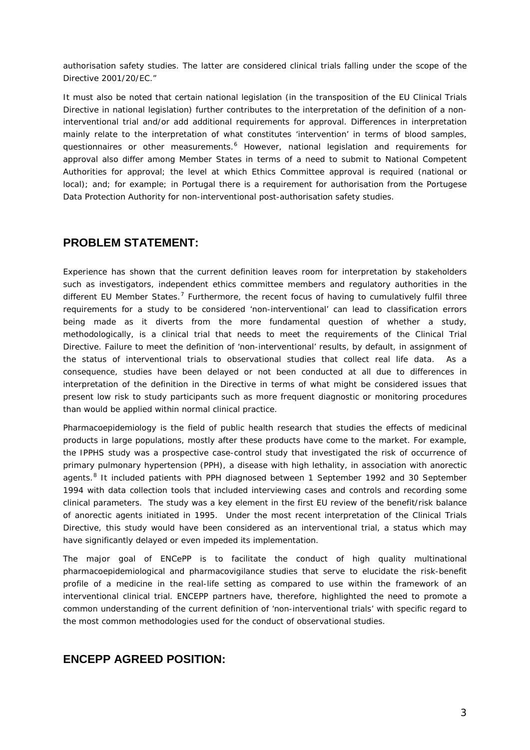authorisation safety studies. The latter are considered clinical trials falling under the scope of the Directive 2001/20/EC."

It must also be noted that certain national legislation (in the transposition of the EU Clinical Trials Directive in national legislation) further contributes to the interpretation of the definition of a non-interventional trial and/or add additional requirements for approval. Differences in interpretation mainly relate to the interpretation of what constitutes 'intervention' in terms of blood samples, questionnaires or other measurements.[6] However, national legislation and requirements for approval also differ among Member States in terms of a need to submit to National Competent Authorities for approval; the level at which Ethics Committee approval is required (national or local); and; for example; in Portugal there is a requirement for authorisation from the Portugese Data Protection Authority for non-interventional post-authorisation safety studies.

## PROBLEM STATEMENT:

Experience has shown that the current definition leaves room for interpretation by stakeholders such as investigators, independent ethics committee members and regulatory authorities in the different EU Member States.[7] Furthermore, the recent focus of having to cumulatively fulfil three requirements for a study to be considered 'non-interventional' can lead to classification errors being made as it diverts from the more fundamental question of whether a study, methodologically, is a clinical trial that needs to meet the requirements of the Clinical Trial Directive. Failure to meet the definition of 'non-interventional' results, by default, in assignment of the status of interventional trials to observational studies that collect real life data. As a consequence, studies have been delayed or not been conducted at all due to differences in interpretation of the definition in the Directive in terms of what might be considered issues that present low risk to study participants such as more frequent diagnostic or monitoring procedures than would be applied within normal clinical practice.

Pharmacoepidemiology is the field of public health research that studies the effects of medicinal products in large populations, mostly after these products have come to the market. For example, the IPPHS study was a prospective case-control study that investigated the risk of occurrence of primary pulmonary hypertension (PPH), a disease with high lethality, in association with anorectic agents.[8] It included patients with PPH diagnosed between 1 September 1992 and 30 September 1994 with data collection tools that included interviewing cases and controls and recording some clinical parameters. The study was a key element in the first EU review of the benefit/risk balance of anorectic agents initiated in 1995. Under the most recent interpretation of the Clinical Trials Directive, this study would have been considered as an interventional trial, a status which may have significantly delayed or even impeded its implementation.

The major goal of ENCePP is to facilitate the conduct of high quality multinational pharmacoepidemiological and pharmacovigilance studies that serve to elucidate the risk-benefit profile of a medicine in the real-life setting as compared to use within the framework of an interventional clinical trial. ENCEPP partners have, therefore, highlighted the need to promote a common understanding of the current definition of 'non-interventional trials' with specific regard to the most common methodologies used for the conduct of observational studies.

## ENCEPP AGREED POSITION: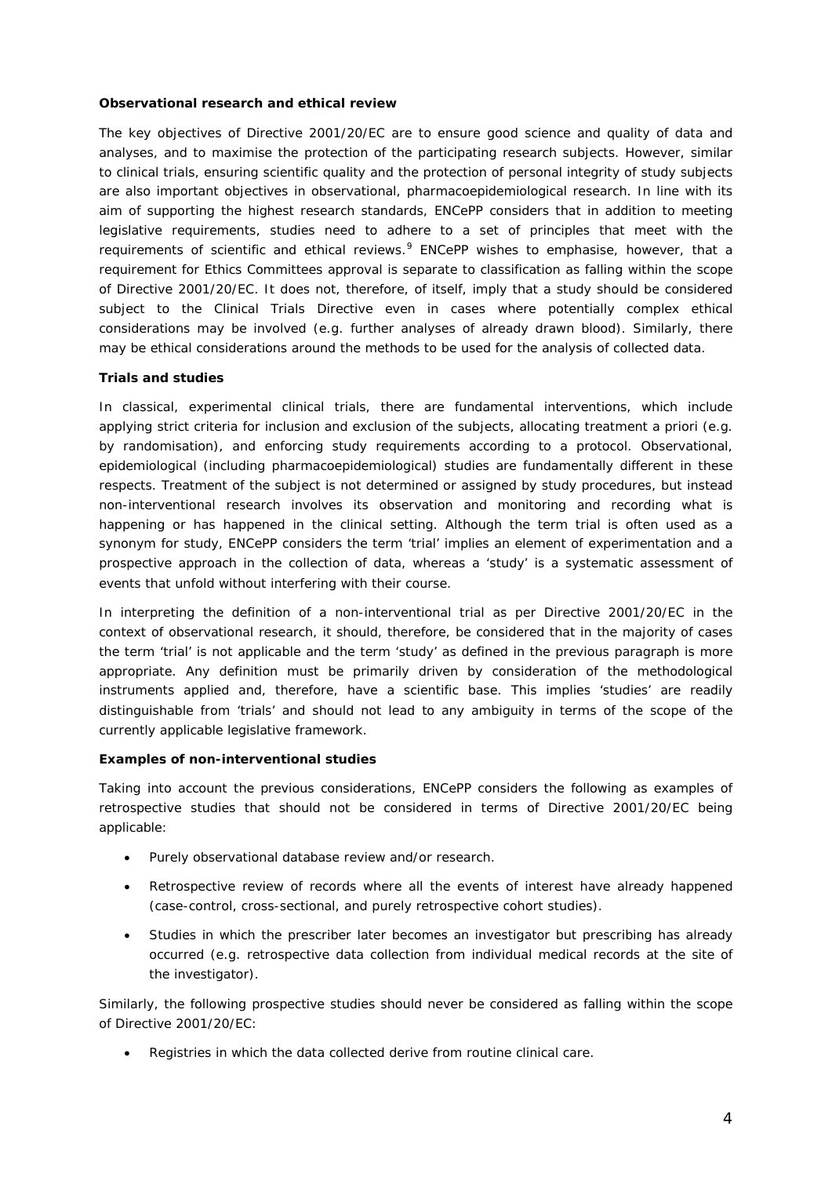**Observational research and ethical review**

The key objectives of Directive 2001/20/EC are to ensure good science and quality of data and analyses, and to maximise the protection of the participating research subjects. However, similar to clinical trials, ensuring scientific quality and the protection of personal integrity of study subjects are also important objectives in observational, pharmacoepidemiological research. In line with its aim of supporting the highest research standards, ENCePP considers that in addition to meeting legislative requirements, studies need to adhere to a set of principles that meet with the requirements of scientific and ethical reviews.[9] ENCePP wishes to emphasise, however, that a requirement for Ethics Committees approval is separate to classification as falling within the scope of Directive 2001/20/EC. It does not, therefore, of itself, imply that a study should be considered subject to the Clinical Trials Directive even in cases where potentially complex ethical considerations may be involved (e.g. further analyses of already drawn blood). Similarly, there may be ethical considerations around the methods to be used for the analysis of collected data.

**Trials and studies**

In classical, experimental clinical trials, there are fundamental interventions, which include applying strict criteria for inclusion and exclusion of the subjects, allocating treatment a priori (e.g. by randomisation), and enforcing study requirements according to a protocol. Observational, epidemiological (including pharmacoepidemiological) studies are fundamentally different in these respects. Treatment of the subject is not determined or assigned by study procedures, but instead non-interventional research involves its observation and monitoring and recording what is happening or has happened in the clinical setting. Although the term trial is often used as a synonym for study, ENCePP considers the term 'trial' implies an element of experimentation and a prospective approach in the collection of data, whereas a 'study' is a systematic assessment of events that unfold without interfering with their course.

In interpreting the definition of a non-interventional trial as per Directive 2001/20/EC in the context of observational research, it should, therefore, be considered that in the majority of cases the term 'trial' is not applicable and the term 'study' as defined in the previous paragraph is more appropriate. Any definition must be primarily driven by consideration of the methodological instruments applied and, therefore, have a scientific base. This implies 'studies' are readily distinguishable from 'trials' and should not lead to any ambiguity in terms of the scope of the currently applicable legislative framework.

**Examples of non-interventional studies**

Taking into account the previous considerations, ENCePP considers the following as examples of retrospective studies that should not be considered in terms of Directive 2001/20/EC being applicable:

- Purely observational database review and/or research.
- Retrospective review of records where all the events of interest have already happened (case-control, cross-sectional, and purely retrospective cohort studies).
- Studies in which the prescriber later becomes an investigator but prescribing has already occurred (e.g. retrospective data collection from individual medical records at the site of the investigator).

Similarly, the following prospective studies should never be considered as falling within the scope of Directive 2001/20/EC:

- Registries in which the data collected derive from routine clinical care.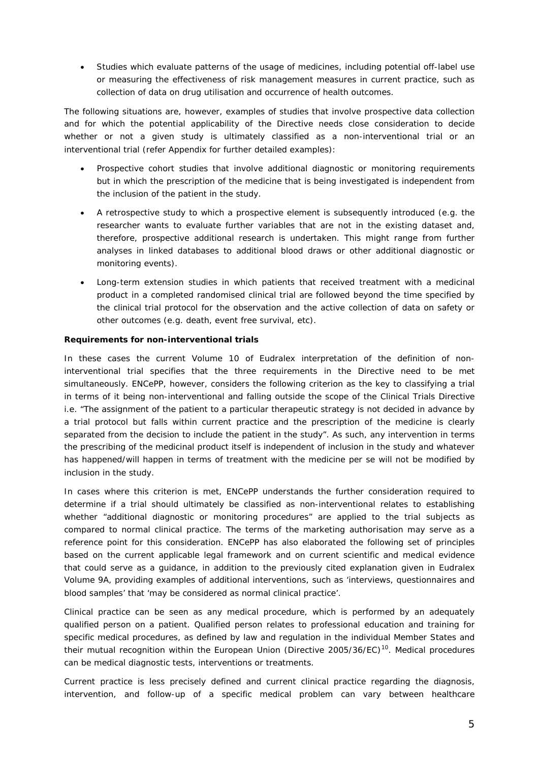- Studies which evaluate patterns of the usage of medicines, including potential off-label use or measuring the effectiveness of risk management measures in current practice, such as collection of data on drug utilisation and occurrence of health outcomes.

The following situations are, however, examples of studies that involve prospective data collection and for which the potential applicability of the Directive needs close consideration to decide whether or not a given study is ultimately classified as a non-interventional trial or an interventional trial (refer Appendix for further detailed examples):

- Prospective cohort studies that involve additional diagnostic or monitoring requirements but in which the prescription of the medicine that is being investigated is independent from the inclusion of the patient in the study.
- A retrospective study to which a prospective element is subsequently introduced (e.g. the researcher wants to evaluate further variables that are not in the existing dataset and, therefore, prospective additional research is undertaken. This might range from further analyses in linked databases to additional blood draws or other additional diagnostic or monitoring events).
- Long-term extension studies in which patients that received treatment with a medicinal product in a completed randomised clinical trial are followed beyond the time specified by the clinical trial protocol for the observation and the active collection of data on safety or other outcomes (e.g. death, event free survival, etc).

**Requirements for non-interventional trials**

In these cases the current Volume 10 of Eudralex interpretation of the definition of non-interventional trial specifies that the three requirements in the Directive need to be met simultaneously. ENCePP, however, considers the following criterion as the key to classifying a trial in terms of it being non-interventional and falling outside the scope of the Clinical Trials Directive i.e. "The assignment of the patient to a particular therapeutic strategy is not decided in advance by a trial protocol but falls within current practice and the prescription of the medicine is clearly separated from the decision to include the patient in the study". As such, any intervention in terms the prescribing of the medicinal product itself is independent of inclusion in the study and whatever has happened/will happen in terms of treatment with the medicine per se will not be modified by inclusion in the study.

In cases where this criterion is met, ENCePP understands the further consideration required to determine if a trial should ultimately be classified as non-interventional relates to establishing whether "additional diagnostic or monitoring procedures" are applied to the trial subjects as compared to normal clinical practice. The terms of the marketing authorisation may serve as a reference point for this consideration. ENCePP has also elaborated the following set of principles based on the current applicable legal framework and on current scientific and medical evidence that could serve as a guidance, in addition to the previously cited explanation given in Eudralex Volume 9A, providing examples of additional interventions, such as 'interviews, questionnaires and blood samples' that 'may be considered as normal clinical practice'.

Clinical practice can be seen as any medical procedure, which is performed by an adequately qualified person on a patient. Qualified person relates to professional education and training for specific medical procedures, as defined by law and regulation in the individual Member States and their mutual recognition within the European Union (Directive 2005/36/EC)[10]. Medical procedures can be medical diagnostic tests, interventions or treatments.

Current practice is less precisely defined and current clinical practice regarding the diagnosis, intervention, and follow-up of a specific medical problem can vary between healthcare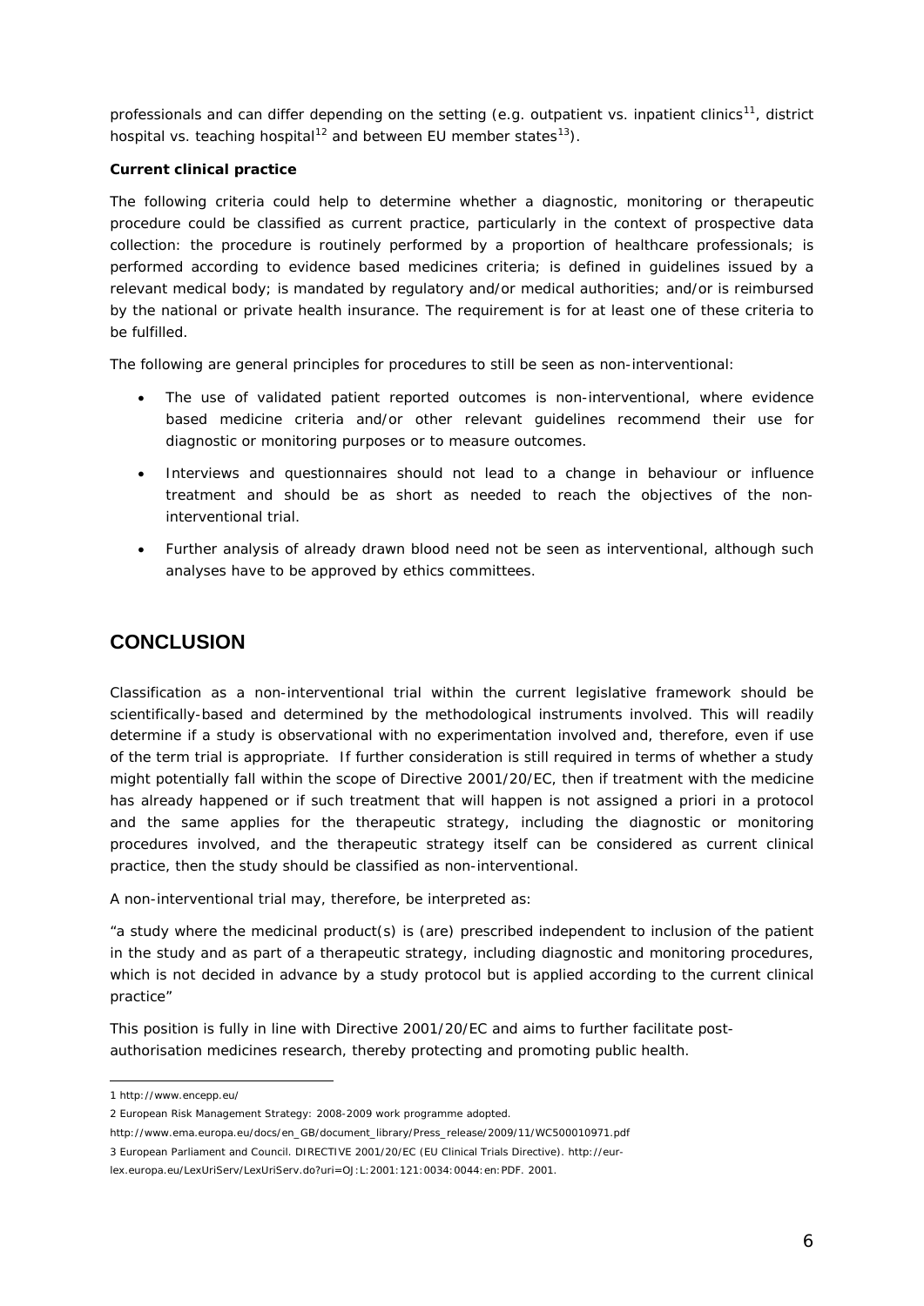professionals and can differ depending on the setting (e.g. outpatient vs. inpatient clinics[11], district hospital vs. teaching hospital[12] and between EU member states[13]).

**Current clinical practice**

The following criteria could help to determine whether a diagnostic, monitoring or therapeutic procedure could be classified as current practice, particularly in the context of prospective data collection: the procedure is routinely performed by a proportion of healthcare professionals; is performed according to evidence based medicines criteria; is defined in guidelines issued by a relevant medical body; is mandated by regulatory and/or medical authorities; and/or is reimbursed by the national or private health insurance. The requirement is for at least one of these criteria to be fulfilled.

The following are general principles for procedures to still be seen as non-interventional:

- The use of validated patient reported outcomes is non-interventional, where evidence based medicine criteria and/or other relevant guidelines recommend their use for diagnostic or monitoring purposes or to measure outcomes.
- Interviews and questionnaires should not lead to a change in behaviour or influence treatment and should be as short as needed to reach the objectives of the non-interventional trial.
- Further analysis of already drawn blood need not be seen as interventional, although such analyses have to be approved by ethics committees.

## CONCLUSION

Classification as a non-interventional trial within the current legislative framework should be scientifically-based and determined by the methodological instruments involved. This will readily determine if a study is observational with no experimentation involved and, therefore, even if use of the term trial is appropriate. If further consideration is still required in terms of whether a study might potentially fall within the scope of Directive 2001/20/EC, then if treatment with the medicine has already happened or if such treatment that will happen is not assigned a priori in a protocol and the same applies for the therapeutic strategy, including the diagnostic or monitoring procedures involved, and the therapeutic strategy itself can be considered as current clinical practice, then the study should be classified as non-interventional.

A non-interventional trial may, therefore, be interpreted as:

"a study where the medicinal product(s) is (are) prescribed independent to inclusion of the patient in the study and as part of a therapeutic strategy, including diagnostic and monitoring procedures, which is not decided in advance by a study protocol but is applied according to the current clinical practice"

This position is fully in line with Directive 2001/20/EC and aims to further facilitate post-authorisation medicines research, thereby protecting and promoting public health.

---

1 http://www.encepp.eu/

2 European Risk Management Strategy: 2008-2009 work programme adopted. http://www.ema.europa.eu/docs/en_GB/document_library/Press_release/2009/11/WC500010971.pdf

3 European Parliament and Council. DIRECTIVE 2001/20/EC (EU Clinical Trials Directive). http://eur-lex.europa.eu/LexUriServ/LexUriServ.do?uri=OJ:L:2001:121:0034:0044:en:PDF. 2001.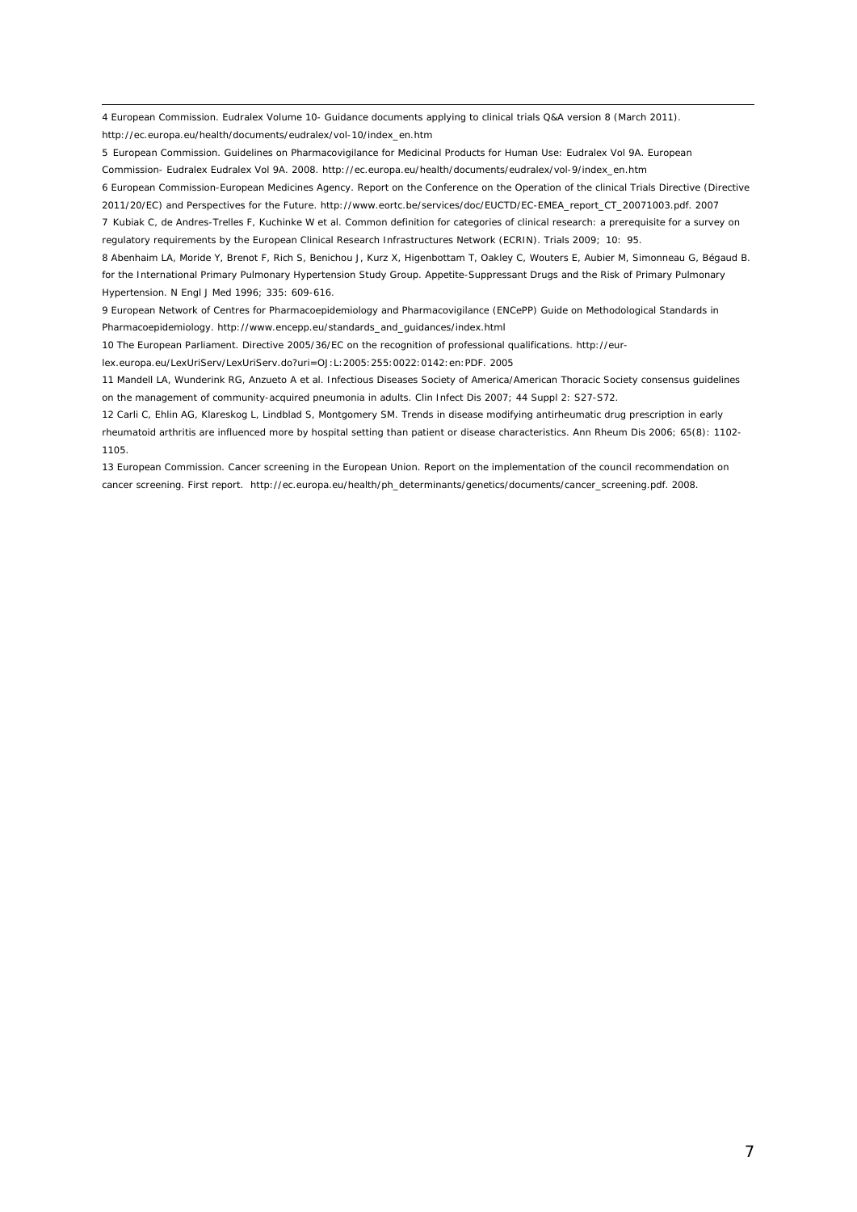4 European Commission. Eudralex Volume 10- Guidance documents applying to clinical trials Q&A version 8 (March 2011). http://ec.europa.eu/health/documents/eudralex/vol-10/index_en.htm

5 European Commission. Guidelines on Pharmacovigilance for Medicinal Products for Human Use: Eudralex Vol 9A. European Commission- Eudralex Eudralex Vol 9A. 2008. http://ec.europa.eu/health/documents/eudralex/vol-9/index_en.htm

6 European Commission-European Medicines Agency. Report on the Conference on the Operation of the clinical Trials Directive (Directive 2011/20/EC) and Perspectives for the Future. http://www.eortc.be/services/doc/EUCTD/EC-EMEA_report_CT_20071003.pdf. 2007

7 Kubiak C, de Andres-Trelles F, Kuchinke W et al. Common definition for categories of clinical research: a prerequisite for a survey on regulatory requirements by the European Clinical Research Infrastructures Network (ECRIN). Trials 2009; 10: 95.

8 Abenhaim LA, Moride Y, Brenot F, Rich S, Benichou J, Kurz X, Higenbottam T, Oakley C, Wouters E, Aubier M, Simonneau G, Bégaud B. for the International Primary Pulmonary Hypertension Study Group. Appetite-Suppressant Drugs and the Risk of Primary Pulmonary Hypertension. N Engl J Med 1996; 335: 609-616.

9 European Network of Centres for Pharmacoepidemiology and Pharmacovigilance (ENCePP) Guide on Methodological Standards in Pharmacoepidemiology. http://www.encepp.eu/standards_and_guidances/index.html

10 The European Parliament. Directive 2005/36/EC on the recognition of professional qualifications. http://eur-lex.europa.eu/LexUriServ/LexUriServ.do?uri=OJ:L:2005:255:0022:0142:en:PDF. 2005

11 Mandell LA, Wunderink RG, Anzueto A et al. Infectious Diseases Society of America/American Thoracic Society consensus guidelines on the management of community-acquired pneumonia in adults. Clin Infect Dis 2007; 44 Suppl 2: S27-S72.

12 Carli C, Ehlin AG, Klareskog L, Lindblad S, Montgomery SM. Trends in disease modifying antirheumatic drug prescription in early rheumatoid arthritis are influenced more by hospital setting than patient or disease characteristics. Ann Rheum Dis 2006; 65(8): 1102-1105.

13 European Commission. Cancer screening in the European Union. Report on the implementation of the council recommendation on cancer screening. First report. http://ec.europa.eu/health/ph_determinants/genetics/documents/cancer_screening.pdf. 2008.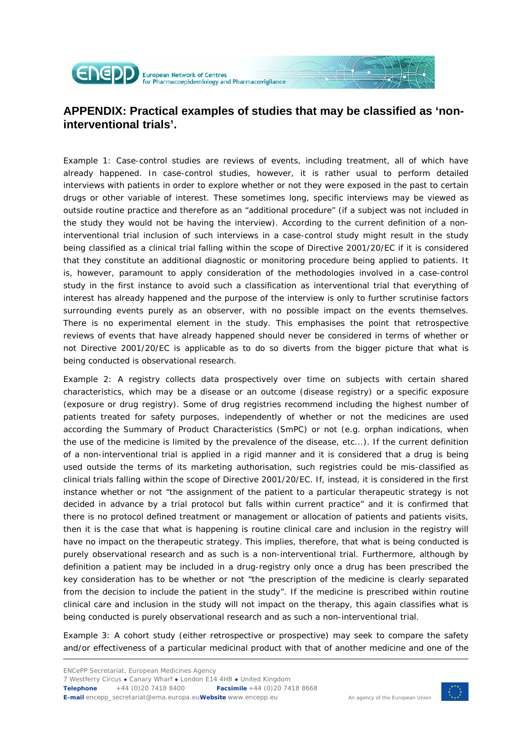## APPENDIX: Practical examples of studies that may be classified as 'non-interventional trials'.

Example 1: Case-control studies are reviews of events, including treatment, all of which have already happened. In case-control studies, however, it is rather usual to perform detailed interviews with patients in order to explore whether or not they were exposed in the past to certain drugs or other variable of interest. These sometimes long, specific interviews may be viewed as outside routine practice and therefore as an "additional procedure" (if a subject was not included in the study they would not be having the interview). According to the current definition of a non-interventional trial inclusion of such interviews in a case-control study might result in the study being classified as a clinical trial falling within the scope of Directive 2001/20/EC if it is considered that they constitute an additional diagnostic or monitoring procedure being applied to patients. It is, however, paramount to apply consideration of the methodologies involved in a case-control study in the first instance to avoid such a classification as interventional trial that everything of interest has already happened and the purpose of the interview is only to further scrutinise factors surrounding events purely as an observer, with no possible impact on the events themselves. There is no experimental element in the study. This emphasises the point that retrospective reviews of events that have already happened should never be considered in terms of whether or not Directive 2001/20/EC is applicable as to do so diverts from the bigger picture that what is being conducted is observational research.

Example 2: A registry collects data prospectively over time on subjects with certain shared characteristics, which may be a disease or an outcome (disease registry) or a specific exposure (exposure or drug registry). Some of drug registries recommend including the highest number of patients treated for safety purposes, independently of whether or not the medicines are used according the Summary of Product Characteristics (SmPC) or not (e.g. orphan indications, when the use of the medicine is limited by the prevalence of the disease, etc...). If the current definition of a non-interventional trial is applied in a rigid manner and it is considered that a drug is being used outside the terms of its marketing authorisation, such registries could be mis-classified as clinical trials falling within the scope of Directive 2001/20/EC. If, instead, it is considered in the first instance whether or not "the assignment of the patient to a particular therapeutic strategy is not decided in advance by a trial protocol but falls within current practice" and it is confirmed that there is no protocol defined treatment or management or allocation of patients and patients visits, then it is the case that what is happening is routine clinical care and inclusion in the registry will have no impact on the therapeutic strategy. This implies, therefore, that what is being conducted is purely observational research and as such is a non-interventional trial. Furthermore, although by definition a patient may be included in a drug-registry only once a drug has been prescribed the key consideration has to be whether or not "the prescription of the medicine is clearly separated from the decision to include the patient in the study". If the medicine is prescribed within routine clinical care and inclusion in the study will not impact on the therapy, this again classifies what is being conducted is purely observational research and as such a non-interventional trial.

Example 3: A cohort study (either retrospective or prospective) may seek to compare the safety and/or effectiveness of a particular medicinal product with that of another medicine and one of the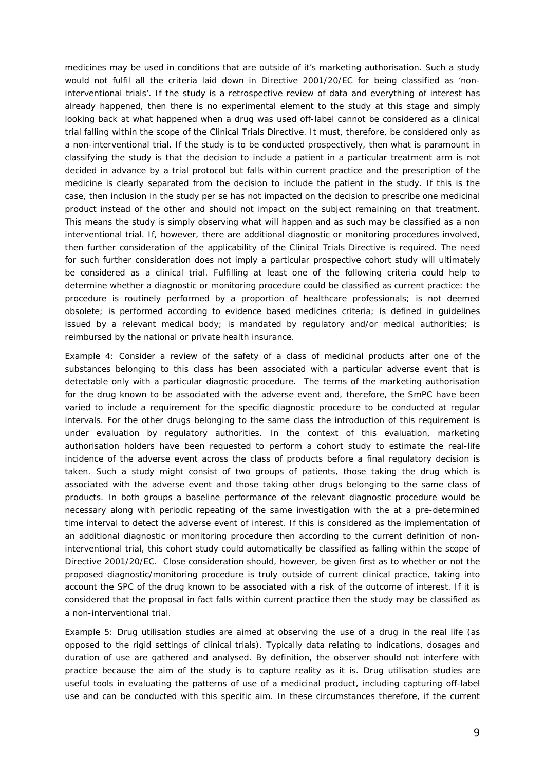medicines may be used in conditions that are outside of it's marketing authorisation. Such a study would not fulfil all the criteria laid down in Directive 2001/20/EC for being classified as 'non-interventional trials'. If the study is a retrospective review of data and everything of interest has already happened, then there is no experimental element to the study at this stage and simply looking back at what happened when a drug was used off-label cannot be considered as a clinical trial falling within the scope of the Clinical Trials Directive. It must, therefore, be considered only as a non-interventional trial. If the study is to be conducted prospectively, then what is paramount in classifying the study is that the decision to include a patient in a particular treatment arm is not decided in advance by a trial protocol but falls within current practice and the prescription of the medicine is clearly separated from the decision to include the patient in the study. If this is the case, then inclusion in the study per se has not impacted on the decision to prescribe one medicinal product instead of the other and should not impact on the subject remaining on that treatment. This means the study is simply observing what will happen and as such may be classified as a non interventional trial. If, however, there are additional diagnostic or monitoring procedures involved, then further consideration of the applicability of the Clinical Trials Directive is required. The need for such further consideration does not imply a particular prospective cohort study will ultimately be considered as a clinical trial. Fulfilling at least one of the following criteria could help to determine whether a diagnostic or monitoring procedure could be classified as current practice: the procedure is routinely performed by a proportion of healthcare professionals; is not deemed obsolete; is performed according to evidence based medicines criteria; is defined in guidelines issued by a relevant medical body; is mandated by regulatory and/or medical authorities; is reimbursed by the national or private health insurance.

Example 4: Consider a review of the safety of a class of medicinal products after one of the substances belonging to this class has been associated with a particular adverse event that is detectable only with a particular diagnostic procedure. The terms of the marketing authorisation for the drug known to be associated with the adverse event and, therefore, the SmPC have been varied to include a requirement for the specific diagnostic procedure to be conducted at regular intervals. For the other drugs belonging to the same class the introduction of this requirement is under evaluation by regulatory authorities. In the context of this evaluation, marketing authorisation holders have been requested to perform a cohort study to estimate the real-life incidence of the adverse event across the class of products before a final regulatory decision is taken. Such a study might consist of two groups of patients, those taking the drug which is associated with the adverse event and those taking other drugs belonging to the same class of products. In both groups a baseline performance of the relevant diagnostic procedure would be necessary along with periodic repeating of the same investigation with the at a pre-determined time interval to detect the adverse event of interest. If this is considered as the implementation of an additional diagnostic or monitoring procedure then according to the current definition of non-interventional trial, this cohort study could automatically be classified as falling within the scope of Directive 2001/20/EC. Close consideration should, however, be given first as to whether or not the proposed diagnostic/monitoring procedure is truly outside of current clinical practice, taking into account the SPC of the drug known to be associated with a risk of the outcome of interest. If it is considered that the proposal in fact falls within current practice then the study may be classified as a non-interventional trial.

Example 5: Drug utilisation studies are aimed at observing the use of a drug in the real life (as opposed to the rigid settings of clinical trials). Typically data relating to indications, dosages and duration of use are gathered and analysed. By definition, the observer should not interfere with practice because the aim of the study is to capture reality as it is. Drug utilisation studies are useful tools in evaluating the patterns of use of a medicinal product, including capturing off-label use and can be conducted with this specific aim. In these circumstances therefore, if the current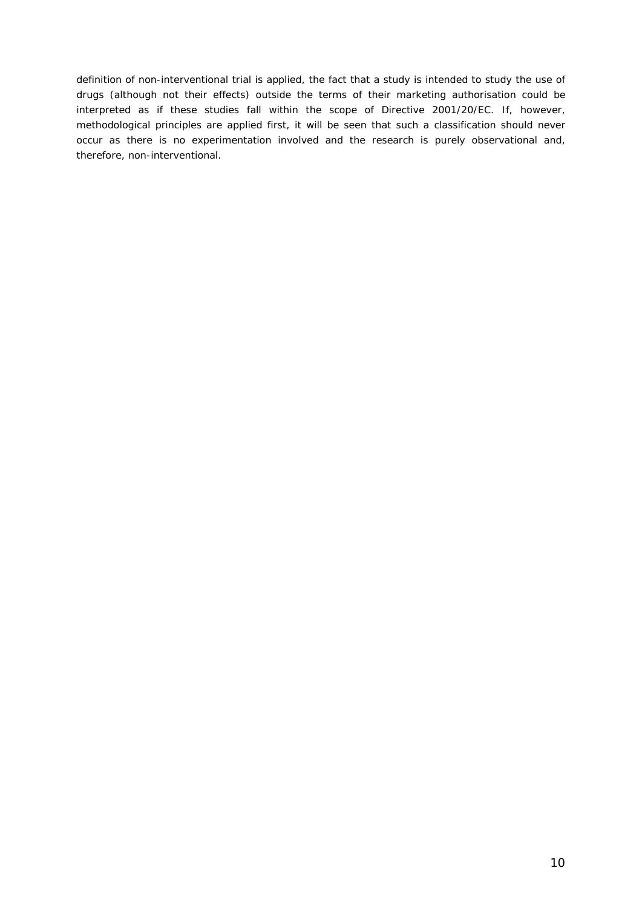definition of non-interventional trial is applied, the fact that a study is intended to study the use of drugs (although not their effects) outside the terms of their marketing authorisation could be interpreted as if these studies fall within the scope of Directive 2001/20/EC. If, however, methodological principles are applied first, it will be seen that such a classification should never occur as there is no experimentation involved and the research is purely observational and, therefore, non-interventional.